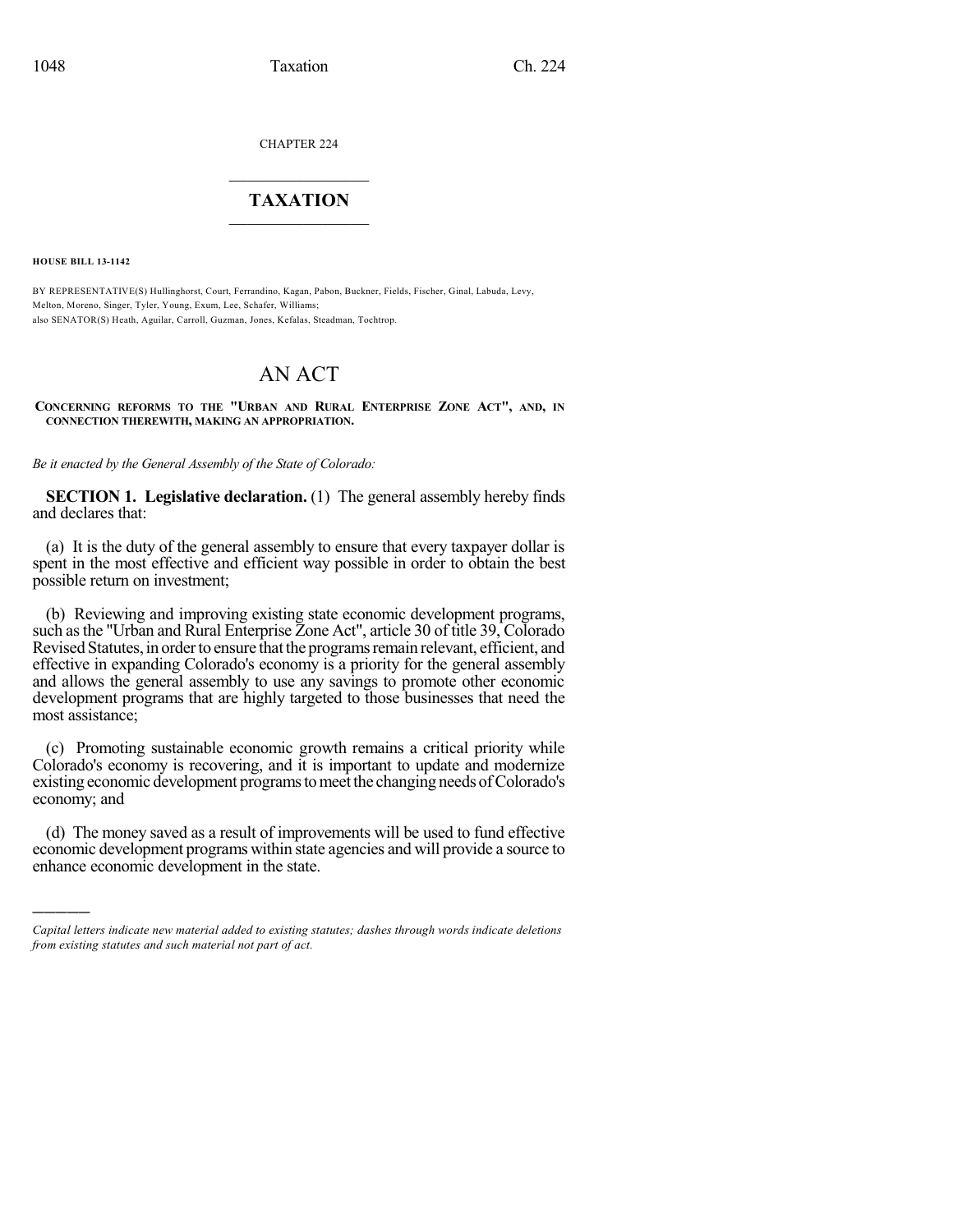CHAPTER 224

# TAXATION

**HOUSE BILL 13-1142**

BY REPRESENTATIVE(S) Hullinghorst, Court, Ferrandino, Kagan, Pabon, Buckner, Fields, Fischer, Ginal, Labuda, Levy, Melton, Moreno, Singer, Tyler, Young, Exum, Lee, Schafer, Williams;
also SENATOR(S) Heath, Aguilar, Carroll, Guzman, Jones, Kefalas, Steadman, Tochtrop.

# AN ACT

**CONCERNING REFORMS TO THE "URBAN AND RURAL ENTERPRISE ZONE ACT", AND, IN CONNECTION THEREWITH, MAKING AN APPROPRIATION.**

*Be it enacted by the General Assembly of the State of Colorado:*

**SECTION 1. Legislative declaration.** (1) The general assembly hereby finds and declares that:

(a) It is the duty of the general assembly to ensure that every taxpayer dollar is spent in the most effective and efficient way possible in order to obtain the best possible return on investment;

(b) Reviewing and improving existing state economic development programs, such as the "Urban and Rural Enterprise Zone Act", article 30 of title 39, Colorado Revised Statutes, in order to ensure that the programs remain relevant, efficient, and effective in expanding Colorado's economy is a priority for the general assembly and allows the general assembly to use any savings to promote other economic development programs that are highly targeted to those businesses that need the most assistance;

(c) Promoting sustainable economic growth remains a critical priority while Colorado's economy is recovering, and it is important to update and modernize existing economic development programs to meet the changing needs of Colorado's economy; and

(d) The money saved as a result of improvements will be used to fund effective economic development programs within state agencies and will provide a source to enhance economic development in the state.

---

*Capital letters indicate new material added to existing statutes; dashes through words indicate deletions from existing statutes and such material not part of act.*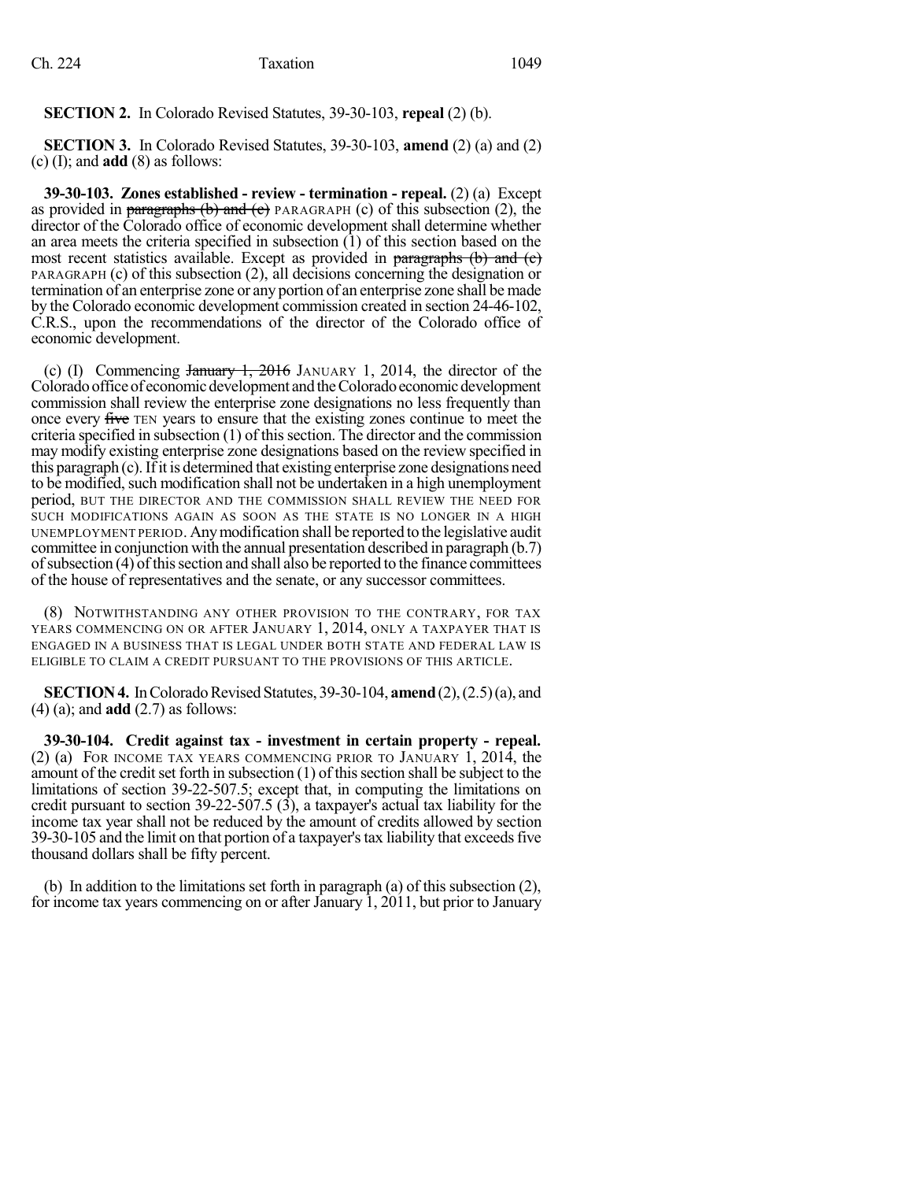**SECTION 2.** In Colorado Revised Statutes, 39-30-103, **repeal** (2) (b).

**SECTION 3.** In Colorado Revised Statutes, 39-30-103, **amend** (2) (a) and (2) (c) (I); and **add** (8) as follows:

**39-30-103. Zones established - review - termination - repeal.** (2) (a) Except as provided in ~~paragraphs (b) and (c)~~ PARAGRAPH (c) of this subsection (2), the director of the Colorado office of economic development shall determine whether an area meets the criteria specified in subsection (1) of this section based on the most recent statistics available. Except as provided in ~~paragraphs (b) and (c)~~ PARAGRAPH (c) of this subsection (2), all decisions concerning the designation or termination of an enterprise zone or any portion of an enterprise zone shall be made by the Colorado economic development commission created in section 24-46-102, C.R.S., upon the recommendations of the director of the Colorado office of economic development.

(c) (I) Commencing ~~January 1, 2016~~ JANUARY 1, 2014, the director of the Colorado office of economic development and the Colorado economic development commission shall review the enterprise zone designations no less frequently than once every ~~five~~ TEN years to ensure that the existing zones continue to meet the criteria specified in subsection (1) of this section. The director and the commission may modify existing enterprise zone designations based on the review specified in this paragraph (c). If it is determined that existing enterprise zone designations need to be modified, such modification shall not be undertaken in a high unemployment period, BUT THE DIRECTOR AND THE COMMISSION SHALL REVIEW THE NEED FOR SUCH MODIFICATIONS AGAIN AS SOON AS THE STATE IS NO LONGER IN A HIGH UNEMPLOYMENT PERIOD. Any modification shall be reported to the legislative audit committee in conjunction with the annual presentation described in paragraph (b.7) of subsection (4) of this section and shall also be reported to the finance committees of the house of representatives and the senate, or any successor committees.

(8) NOTWITHSTANDING ANY OTHER PROVISION TO THE CONTRARY, FOR TAX YEARS COMMENCING ON OR AFTER JANUARY 1, 2014, ONLY A TAXPAYER THAT IS ENGAGED IN A BUSINESS THAT IS LEGAL UNDER BOTH STATE AND FEDERAL LAW IS ELIGIBLE TO CLAIM A CREDIT PURSUANT TO THE PROVISIONS OF THIS ARTICLE.

**SECTION 4.** In Colorado Revised Statutes, 39-30-104, **amend** (2), (2.5) (a), and (4) (a); and **add** (2.7) as follows:

**39-30-104. Credit against tax - investment in certain property - repeal.** (2) (a) FOR INCOME TAX YEARS COMMENCING PRIOR TO JANUARY 1, 2014, the amount of the credit set forth in subsection (1) of this section shall be subject to the limitations of section 39-22-507.5; except that, in computing the limitations on credit pursuant to section 39-22-507.5 (3), a taxpayer's actual tax liability for the income tax year shall not be reduced by the amount of credits allowed by section 39-30-105 and the limit on that portion of a taxpayer's tax liability that exceeds five thousand dollars shall be fifty percent.

(b) In addition to the limitations set forth in paragraph (a) of this subsection (2), for income tax years commencing on or after January 1, 2011, but prior to January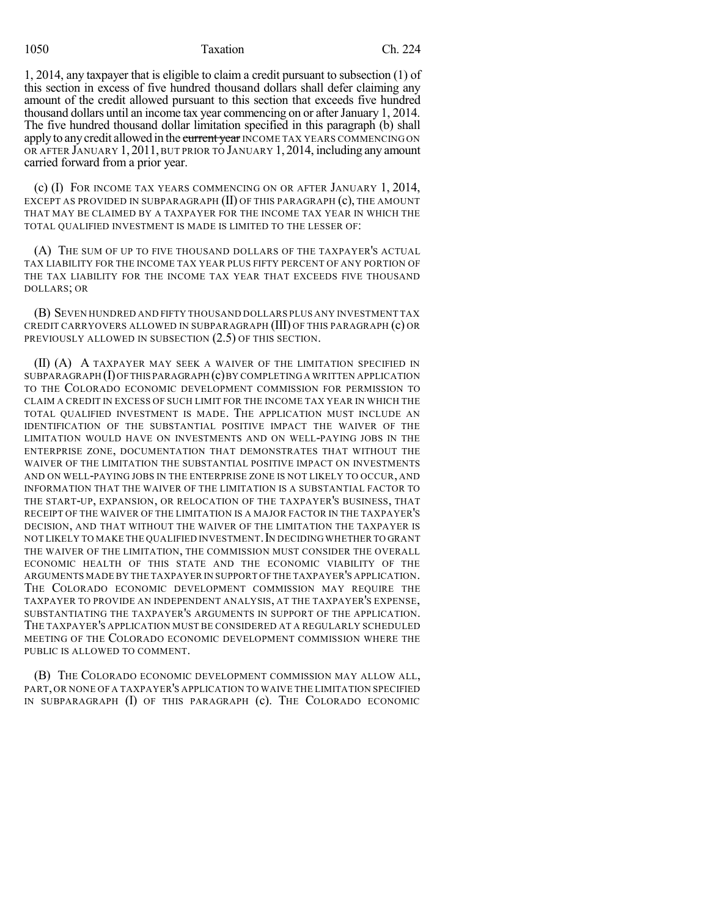1, 2014, any taxpayer that is eligible to claim a credit pursuant to subsection (1) of this section in excess of five hundred thousand dollars shall defer claiming any amount of the credit allowed pursuant to this section that exceeds five hundred thousand dollars until an income tax year commencing on or after January 1, 2014. The five hundred thousand dollar limitation specified in this paragraph (b) shall apply to any credit allowed in the ~~current year~~ INCOME TAX YEARS COMMENCING ON OR AFTER JANUARY 1, 2011, BUT PRIOR TO JANUARY 1, 2014, including any amount carried forward from a prior year.

(c) (I) FOR INCOME TAX YEARS COMMENCING ON OR AFTER JANUARY 1, 2014, EXCEPT AS PROVIDED IN SUBPARAGRAPH (II) OF THIS PARAGRAPH (c), THE AMOUNT THAT MAY BE CLAIMED BY A TAXPAYER FOR THE INCOME TAX YEAR IN WHICH THE TOTAL QUALIFIED INVESTMENT IS MADE IS LIMITED TO THE LESSER OF:

(A) THE SUM OF UP TO FIVE THOUSAND DOLLARS OF THE TAXPAYER'S ACTUAL TAX LIABILITY FOR THE INCOME TAX YEAR PLUS FIFTY PERCENT OF ANY PORTION OF THE TAX LIABILITY FOR THE INCOME TAX YEAR THAT EXCEEDS FIVE THOUSAND DOLLARS; OR

(B) SEVEN HUNDRED AND FIFTY THOUSAND DOLLARS PLUS ANY INVESTMENT TAX CREDIT CARRYOVERS ALLOWED IN SUBPARAGRAPH (III) OF THIS PARAGRAPH (c) OR PREVIOUSLY ALLOWED IN SUBSECTION (2.5) OF THIS SECTION.

(II) (A) A TAXPAYER MAY SEEK A WAIVER OF THE LIMITATION SPECIFIED IN SUBPARAGRAPH (I) OF THIS PARAGRAPH (c) BY COMPLETING A WRITTEN APPLICATION TO THE COLORADO ECONOMIC DEVELOPMENT COMMISSION FOR PERMISSION TO CLAIM A CREDIT IN EXCESS OF SUCH LIMIT FOR THE INCOME TAX YEAR IN WHICH THE TOTAL QUALIFIED INVESTMENT IS MADE. THE APPLICATION MUST INCLUDE AN IDENTIFICATION OF THE SUBSTANTIAL POSITIVE IMPACT THE WAIVER OF THE LIMITATION WOULD HAVE ON INVESTMENTS AND ON WELL-PAYING JOBS IN THE ENTERPRISE ZONE, DOCUMENTATION THAT DEMONSTRATES THAT WITHOUT THE WAIVER OF THE LIMITATION THE SUBSTANTIAL POSITIVE IMPACT ON INVESTMENTS AND ON WELL-PAYING JOBS IN THE ENTERPRISE ZONE IS NOT LIKELY TO OCCUR, AND INFORMATION THAT THE WAIVER OF THE LIMITATION IS A SUBSTANTIAL FACTOR TO THE START-UP, EXPANSION, OR RELOCATION OF THE TAXPAYER'S BUSINESS, THAT RECEIPT OF THE WAIVER OF THE LIMITATION IS A MAJOR FACTOR IN THE TAXPAYER'S DECISION, AND THAT WITHOUT THE WAIVER OF THE LIMITATION THE TAXPAYER IS NOT LIKELY TO MAKE THE QUALIFIED INVESTMENT. IN DECIDING WHETHER TO GRANT THE WAIVER OF THE LIMITATION, THE COMMISSION MUST CONSIDER THE OVERALL ECONOMIC HEALTH OF THIS STATE AND THE ECONOMIC VIABILITY OF THE ARGUMENTS MADE BY THE TAXPAYER IN SUPPORT OF THE TAXPAYER'S APPLICATION. THE COLORADO ECONOMIC DEVELOPMENT COMMISSION MAY REQUIRE THE TAXPAYER TO PROVIDE AN INDEPENDENT ANALYSIS, AT THE TAXPAYER'S EXPENSE, SUBSTANTIATING THE TAXPAYER'S ARGUMENTS IN SUPPORT OF THE APPLICATION. THE TAXPAYER'S APPLICATION MUST BE CONSIDERED AT A REGULARLY SCHEDULED MEETING OF THE COLORADO ECONOMIC DEVELOPMENT COMMISSION WHERE THE PUBLIC IS ALLOWED TO COMMENT.

(B) THE COLORADO ECONOMIC DEVELOPMENT COMMISSION MAY ALLOW ALL, PART, OR NONE OF A TAXPAYER'S APPLICATION TO WAIVE THE LIMITATION SPECIFIED IN SUBPARAGRAPH (I) OF THIS PARAGRAPH (c). THE COLORADO ECONOMIC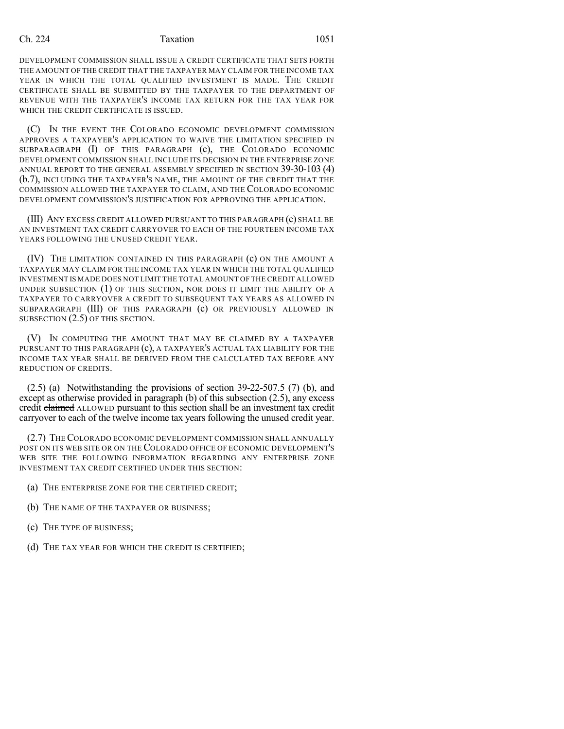DEVELOPMENT COMMISSION SHALL ISSUE A CREDIT CERTIFICATE THAT SETS FORTH THE AMOUNT OF THE CREDIT THAT THE TAXPAYER MAY CLAIM FOR THE INCOME TAX YEAR IN WHICH THE TOTAL QUALIFIED INVESTMENT IS MADE. THE CREDIT CERTIFICATE SHALL BE SUBMITTED BY THE TAXPAYER TO THE DEPARTMENT OF REVENUE WITH THE TAXPAYER'S INCOME TAX RETURN FOR THE TAX YEAR FOR WHICH THE CREDIT CERTIFICATE IS ISSUED.

(C) IN THE EVENT THE COLORADO ECONOMIC DEVELOPMENT COMMISSION APPROVES A TAXPAYER'S APPLICATION TO WAIVE THE LIMITATION SPECIFIED IN SUBPARAGRAPH (I) OF THIS PARAGRAPH (c), THE COLORADO ECONOMIC DEVELOPMENT COMMISSION SHALL INCLUDE ITS DECISION IN THE ENTERPRISE ZONE ANNUAL REPORT TO THE GENERAL ASSEMBLY SPECIFIED IN SECTION 39-30-103 (4) (b.7), INCLUDING THE TAXPAYER'S NAME, THE AMOUNT OF THE CREDIT THAT THE COMMISSION ALLOWED THE TAXPAYER TO CLAIM, AND THE COLORADO ECONOMIC DEVELOPMENT COMMISSION'S JUSTIFICATION FOR APPROVING THE APPLICATION.

(III) ANY EXCESS CREDIT ALLOWED PURSUANT TO THIS PARAGRAPH (c) SHALL BE AN INVESTMENT TAX CREDIT CARRYOVER TO EACH OF THE FOURTEEN INCOME TAX YEARS FOLLOWING THE UNUSED CREDIT YEAR.

(IV) THE LIMITATION CONTAINED IN THIS PARAGRAPH (c) ON THE AMOUNT A TAXPAYER MAY CLAIM FOR THE INCOME TAX YEAR IN WHICH THE TOTAL QUALIFIED INVESTMENT IS MADE DOES NOT LIMIT THE TOTAL AMOUNT OF THE CREDIT ALLOWED UNDER SUBSECTION (1) OF THIS SECTION, NOR DOES IT LIMIT THE ABILITY OF A TAXPAYER TO CARRYOVER A CREDIT TO SUBSEQUENT TAX YEARS AS ALLOWED IN SUBPARAGRAPH (III) OF THIS PARAGRAPH (c) OR PREVIOUSLY ALLOWED IN SUBSECTION (2.5) OF THIS SECTION.

(V) IN COMPUTING THE AMOUNT THAT MAY BE CLAIMED BY A TAXPAYER PURSUANT TO THIS PARAGRAPH (c), A TAXPAYER'S ACTUAL TAX LIABILITY FOR THE INCOME TAX YEAR SHALL BE DERIVED FROM THE CALCULATED TAX BEFORE ANY REDUCTION OF CREDITS.

(2.5) (a) Notwithstanding the provisions of section 39-22-507.5 (7) (b), and except as otherwise provided in paragraph (b) of this subsection (2.5), any excess credit ~~claimed~~ ALLOWED pursuant to this section shall be an investment tax credit carryover to each of the twelve income tax years following the unused credit year.

(2.7) THE COLORADO ECONOMIC DEVELOPMENT COMMISSION SHALL ANNUALLY POST ON ITS WEB SITE OR ON THE COLORADO OFFICE OF ECONOMIC DEVELOPMENT'S WEB SITE THE FOLLOWING INFORMATION REGARDING ANY ENTERPRISE ZONE INVESTMENT TAX CREDIT CERTIFIED UNDER THIS SECTION:

(a) THE ENTERPRISE ZONE FOR THE CERTIFIED CREDIT;

(b) THE NAME OF THE TAXPAYER OR BUSINESS;

(c) THE TYPE OF BUSINESS;

(d) THE TAX YEAR FOR WHICH THE CREDIT IS CERTIFIED;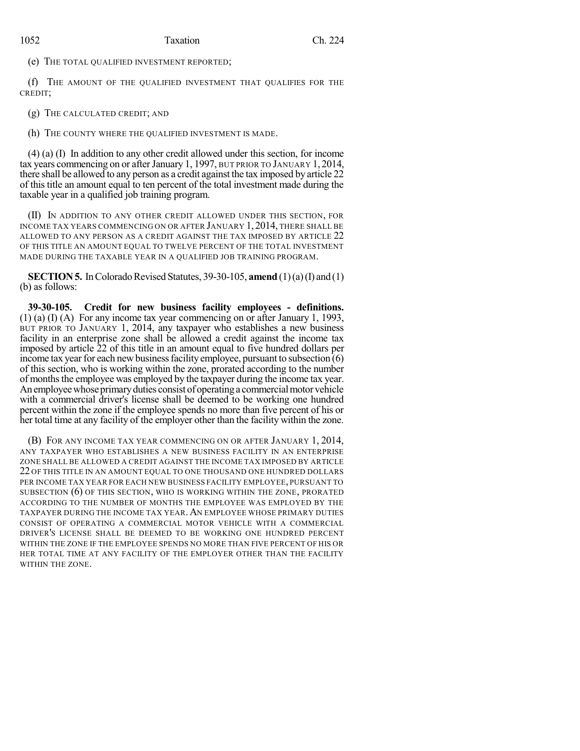(e) THE TOTAL QUALIFIED INVESTMENT REPORTED;

(f) THE AMOUNT OF THE QUALIFIED INVESTMENT THAT QUALIFIES FOR THE CREDIT;

(g) THE CALCULATED CREDIT; AND

(h) THE COUNTY WHERE THE QUALIFIED INVESTMENT IS MADE.

(4) (a) (I) In addition to any other credit allowed under this section, for income tax years commencing on or after January 1, 1997, BUT PRIOR TO JANUARY 1, 2014, there shall be allowed to any person as a credit against the tax imposed by article 22 of this title an amount equal to ten percent of the total investment made during the taxable year in a qualified job training program.

(II) IN ADDITION TO ANY OTHER CREDIT ALLOWED UNDER THIS SECTION, FOR INCOME TAX YEARS COMMENCING ON OR AFTER JANUARY 1, 2014, THERE SHALL BE ALLOWED TO ANY PERSON AS A CREDIT AGAINST THE TAX IMPOSED BY ARTICLE 22 OF THIS TITLE AN AMOUNT EQUAL TO TWELVE PERCENT OF THE TOTAL INVESTMENT MADE DURING THE TAXABLE YEAR IN A QUALIFIED JOB TRAINING PROGRAM.

**SECTION 5.** In Colorado Revised Statutes, 39-30-105, **amend** (1) (a) (I) and (1) (b) as follows:

**39-30-105. Credit for new business facility employees - definitions.** (1) (a) (I) (A) For any income tax year commencing on or after January 1, 1993, BUT PRIOR TO JANUARY 1, 2014, any taxpayer who establishes a new business facility in an enterprise zone shall be allowed a credit against the income tax imposed by article 22 of this title in an amount equal to five hundred dollars per income tax year for each new business facility employee, pursuant to subsection (6) of this section, who is working within the zone, prorated according to the number of months the employee was employed by the taxpayer during the income tax year. An employee whose primary duties consist of operating a commercial motor vehicle with a commercial driver's license shall be deemed to be working one hundred percent within the zone if the employee spends no more than five percent of his or her total time at any facility of the employer other than the facility within the zone.

(B) FOR ANY INCOME TAX YEAR COMMENCING ON OR AFTER JANUARY 1, 2014, ANY TAXPAYER WHO ESTABLISHES A NEW BUSINESS FACILITY IN AN ENTERPRISE ZONE SHALL BE ALLOWED A CREDIT AGAINST THE INCOME TAX IMPOSED BY ARTICLE 22 OF THIS TITLE IN AN AMOUNT EQUAL TO ONE THOUSAND ONE HUNDRED DOLLARS PER INCOME TAX YEAR FOR EACH NEW BUSINESS FACILITY EMPLOYEE, PURSUANT TO SUBSECTION (6) OF THIS SECTION, WHO IS WORKING WITHIN THE ZONE, PRORATED ACCORDING TO THE NUMBER OF MONTHS THE EMPLOYEE WAS EMPLOYED BY THE TAXPAYER DURING THE INCOME TAX YEAR. AN EMPLOYEE WHOSE PRIMARY DUTIES CONSIST OF OPERATING A COMMERCIAL MOTOR VEHICLE WITH A COMMERCIAL DRIVER'S LICENSE SHALL BE DEEMED TO BE WORKING ONE HUNDRED PERCENT WITHIN THE ZONE IF THE EMPLOYEE SPENDS NO MORE THAN FIVE PERCENT OF HIS OR HER TOTAL TIME AT ANY FACILITY OF THE EMPLOYER OTHER THAN THE FACILITY WITHIN THE ZONE.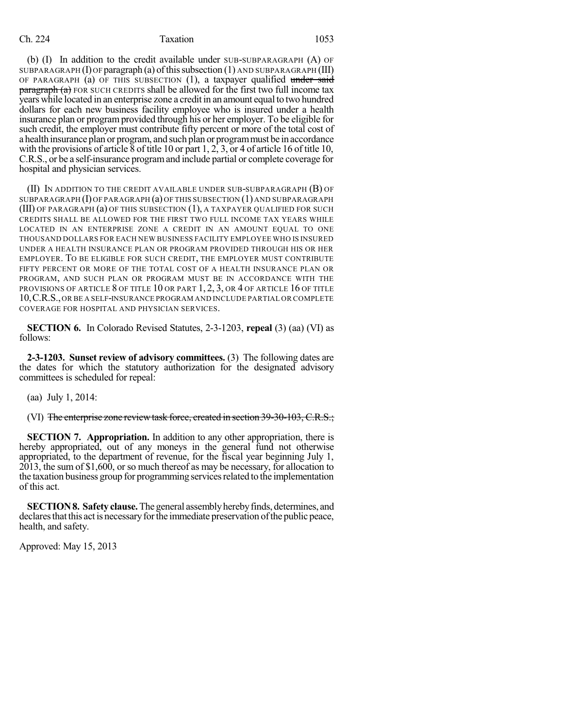(b) (I) In addition to the credit available under SUB-SUBPARAGRAPH (A) OF SUBPARAGRAPH (I) OF paragraph (a) of this subsection (1) AND SUBPARAGRAPH (III) OF PARAGRAPH (a) OF THIS SUBSECTION (1), a taxpayer qualified ~~under said paragraph (a)~~ FOR SUCH CREDITS shall be allowed for the first two full income tax years while located in an enterprise zone a credit in an amount equal to two hundred dollars for each new business facility employee who is insured under a health insurance plan or program provided through his or her employer. To be eligible for such credit, the employer must contribute fifty percent or more of the total cost of a health insurance plan or program, and such plan or program must be in accordance with the provisions of article 8 of title 10 or part 1, 2, 3, or 4 of article 16 of title 10, C.R.S., or be a self-insurance program and include partial or complete coverage for hospital and physician services.

(II) IN ADDITION TO THE CREDIT AVAILABLE UNDER SUB-SUBPARAGRAPH (B) OF SUBPARAGRAPH (I) OF PARAGRAPH (a) OF THIS SUBSECTION (1) AND SUBPARAGRAPH (III) OF PARAGRAPH (a) OF THIS SUBSECTION (1), A TAXPAYER QUALIFIED FOR SUCH CREDITS SHALL BE ALLOWED FOR THE FIRST TWO FULL INCOME TAX YEARS WHILE LOCATED IN AN ENTERPRISE ZONE A CREDIT IN AN AMOUNT EQUAL TO ONE THOUSAND DOLLARS FOR EACH NEW BUSINESS FACILITY EMPLOYEE WHO IS INSURED UNDER A HEALTH INSURANCE PLAN OR PROGRAM PROVIDED THROUGH HIS OR HER EMPLOYER. TO BE ELIGIBLE FOR SUCH CREDIT, THE EMPLOYER MUST CONTRIBUTE FIFTY PERCENT OR MORE OF THE TOTAL COST OF A HEALTH INSURANCE PLAN OR PROGRAM, AND SUCH PLAN OR PROGRAM MUST BE IN ACCORDANCE WITH THE PROVISIONS OF ARTICLE 8 OF TITLE 10 OR PART 1, 2, 3, OR 4 OF ARTICLE 16 OF TITLE 10, C.R.S., OR BE A SELF-INSURANCE PROGRAM AND INCLUDE PARTIAL OR COMPLETE COVERAGE FOR HOSPITAL AND PHYSICIAN SERVICES.

**SECTION 6.** In Colorado Revised Statutes, 2-3-1203, **repeal** (3) (aa) (VI) as follows:

**2-3-1203. Sunset review of advisory committees.** (3) The following dates are the dates for which the statutory authorization for the designated advisory committees is scheduled for repeal:

(aa) July 1, 2014:

(VI) ~~The enterprise zone review task force, created in section 39-30-103, C.R.S.;~~

**SECTION 7. Appropriation.** In addition to any other appropriation, there is hereby appropriated, out of any moneys in the general fund not otherwise appropriated, to the department of revenue, for the fiscal year beginning July 1, 2013, the sum of $1,600, or so much thereof as may be necessary, for allocation to the taxation business group for programming services related to the implementation of this act.

**SECTION 8. Safety clause.** The general assembly hereby finds, determines, and declares that this act is necessary for the immediate preservation of the public peace, health, and safety.

Approved: May 15, 2013